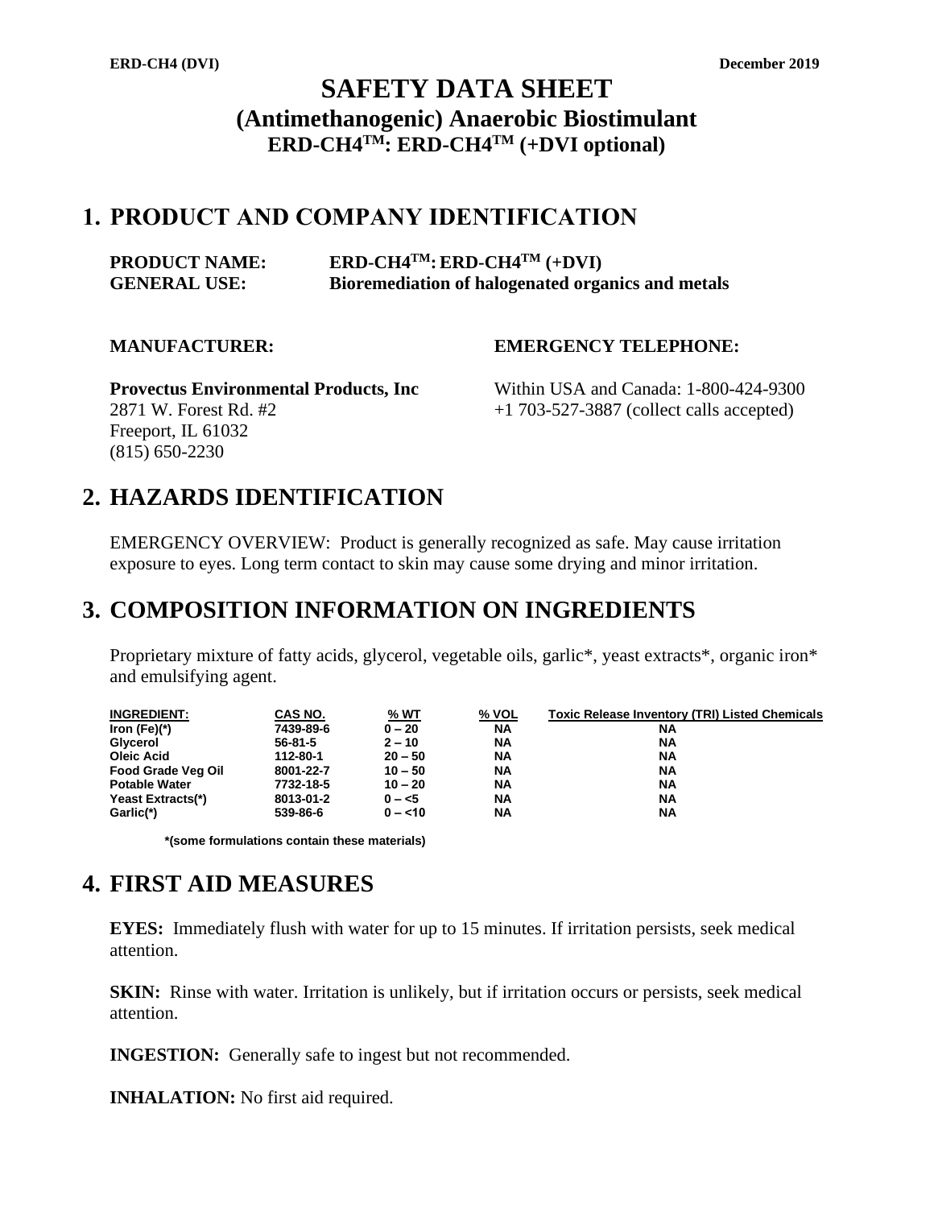# SAFETY DATA SHEET

## (Antimethanogenic) Anaerobic Biostimulant

### ERD-CH4[TM]: ERD-CH4[TM] (+DVI optional)

## 1. PRODUCT AND COMPANY IDENTIFICATION

**PRODUCT NAME:** **ERD-CH4[TM]: ERD-CH4[TM] (+DVI)**
**GENERAL USE:** **Bioremediation of halogenated organics and metals**

**MANUFACTURER:**

**Provectus Environmental Products, Inc**
2871 W. Forest Rd. #2
Freeport, IL 61032
(815) 650-2230

**EMERGENCY TELEPHONE:**

Within USA and Canada: 1-800-424-9300
+1 703-527-3887 (collect calls accepted)

## 2. HAZARDS IDENTIFICATION

EMERGENCY OVERVIEW: Product is generally recognized as safe. May cause irritation exposure to eyes. Long term contact to skin may cause some drying and minor irritation.

## 3. COMPOSITION INFORMATION ON INGREDIENTS

Proprietary mixture of fatty acids, glycerol, vegetable oils, garlic*, yeast extracts*, organic iron* and emulsifying agent.

| INGREDIENT: | CAS NO. | % WT | % VOL | Toxic Release Inventory (TRI) Listed Chemicals |
|---|---|---|---|---|
| Iron (Fe)(*) | 7439-89-6 | 0 – 20 | NA | NA |
| Glycerol | 56-81-5 | 2 – 10 | NA | NA |
| Oleic Acid | 112-80-1 | 20 – 50 | NA | NA |
| Food Grade Veg Oil | 8001-22-7 | 10 – 50 | NA | NA |
| Potable Water | 7732-18-5 | 10 – 20 | NA | NA |
| Yeast Extracts(*) | 8013-01-2 | 0 – <5 | NA | NA |
| Garlic(*) | 539-86-6 | 0 – <10 | NA | NA |

*(some formulations contain these materials)

## 4. FIRST AID MEASURES

**EYES:** Immediately flush with water for up to 15 minutes. If irritation persists, seek medical attention.

**SKIN:** Rinse with water. Irritation is unlikely, but if irritation occurs or persists, seek medical attention.

**INGESTION:** Generally safe to ingest but not recommended.

**INHALATION:** No first aid required.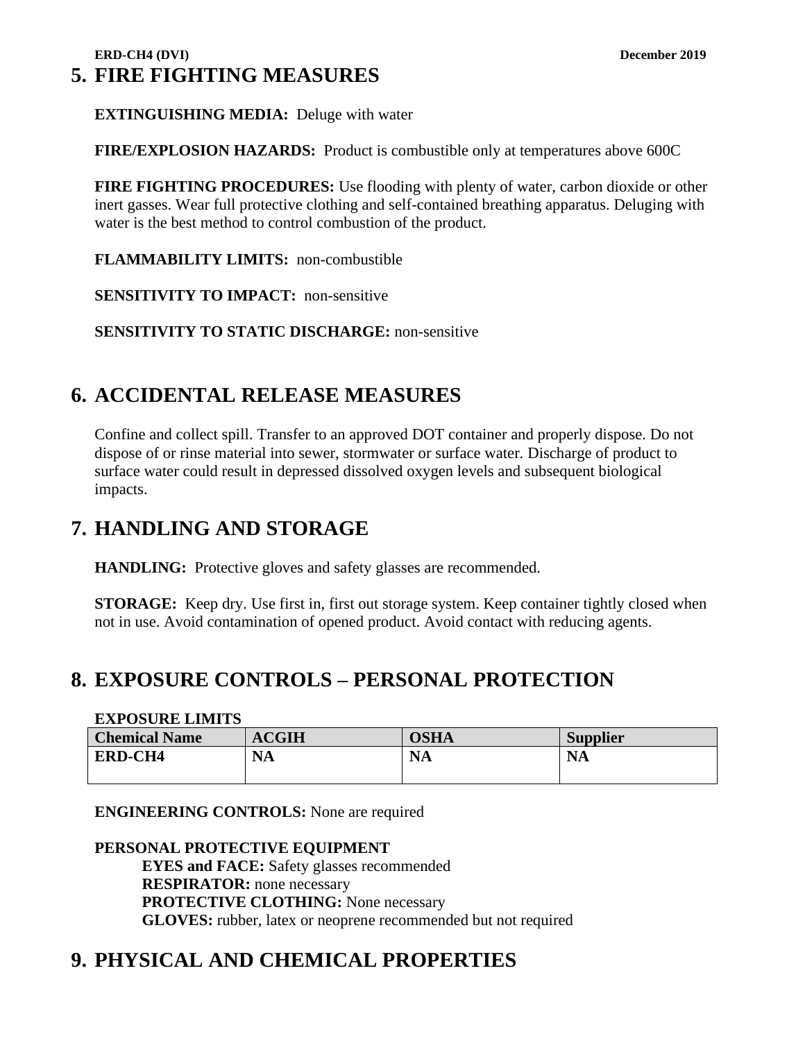## 5. FIRE FIGHTING MEASURES

**EXTINGUISHING MEDIA:** Deluge with water

**FIRE/EXPLOSION HAZARDS:** Product is combustible only at temperatures above 600C

**FIRE FIGHTING PROCEDURES:** Use flooding with plenty of water, carbon dioxide or other inert gasses. Wear full protective clothing and self-contained breathing apparatus. Deluging with water is the best method to control combustion of the product.

**FLAMMABILITY LIMITS:** non-combustible

**SENSITIVITY TO IMPACT:** non-sensitive

**SENSITIVITY TO STATIC DISCHARGE:** non-sensitive

## 6. ACCIDENTAL RELEASE MEASURES

Confine and collect spill. Transfer to an approved DOT container and properly dispose. Do not dispose of or rinse material into sewer, stormwater or surface water. Discharge of product to surface water could result in depressed dissolved oxygen levels and subsequent biological impacts.

## 7. HANDLING AND STORAGE

**HANDLING:** Protective gloves and safety glasses are recommended.

**STORAGE:** Keep dry. Use first in, first out storage system. Keep container tightly closed when not in use. Avoid contamination of opened product. Avoid contact with reducing agents.

## 8. EXPOSURE CONTROLS – PERSONAL PROTECTION

**EXPOSURE LIMITS**

| Chemical Name | ACGIH | OSHA | Supplier |
|---|---|---|---|
| **ERD-CH4** | **NA** | **NA** | **NA** |

**ENGINEERING CONTROLS:** None are required

**PERSONAL PROTECTIVE EQUIPMENT**

- **EYES and FACE:** Safety glasses recommended
- **RESPIRATOR:** none necessary
- **PROTECTIVE CLOTHING:** None necessary
- **GLOVES:** rubber, latex or neoprene recommended but not required

## 9. PHYSICAL AND CHEMICAL PROPERTIES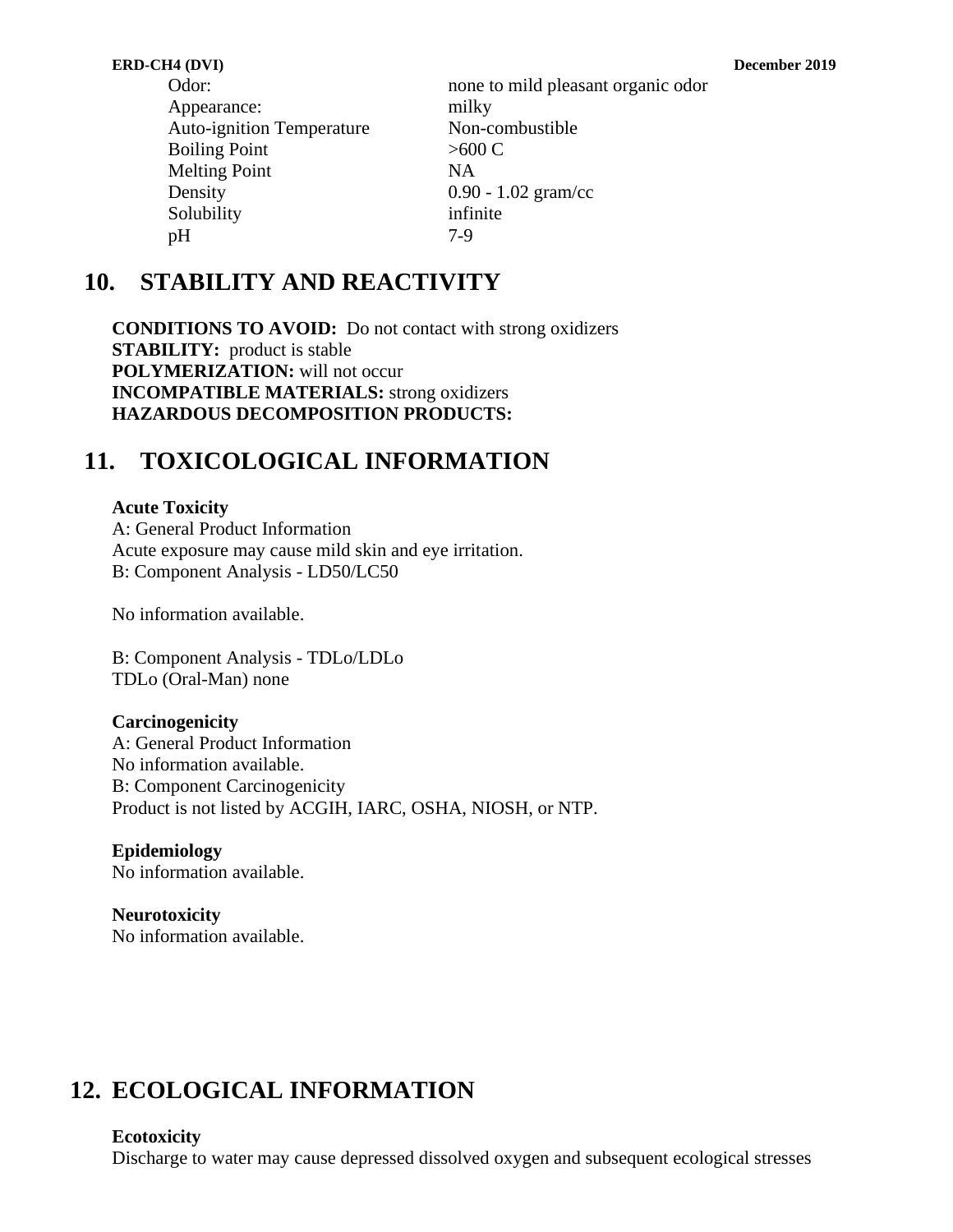| | |
|---|---|
| Odor: | none to mild pleasant organic odor |
| Appearance: | milky |
| Auto-ignition Temperature | Non-combustible |
| Boiling Point | >600 C |
| Melting Point | NA |
| Density | 0.90 - 1.02 gram/cc |
| Solubility | infinite |
| pH | 7-9 |

## 10. STABILITY AND REACTIVITY

**CONDITIONS TO AVOID:** Do not contact with strong oxidizers
**STABILITY:** product is stable
**POLYMERIZATION:** will not occur
**INCOMPATIBLE MATERIALS:** strong oxidizers
**HAZARDOUS DECOMPOSITION PRODUCTS:**

## 11. TOXICOLOGICAL INFORMATION

**Acute Toxicity**
A: General Product Information
Acute exposure may cause mild skin and eye irritation.
B: Component Analysis - LD50/LC50

No information available.

B: Component Analysis - TDLo/LDLo
TDLo (Oral-Man) none

**Carcinogenicity**
A: General Product Information
No information available.
B: Component Carcinogenicity
Product is not listed by ACGIH, IARC, OSHA, NIOSH, or NTP.

**Epidemiology**
No information available.

**Neurotoxicity**
No information available.

## 12. ECOLOGICAL INFORMATION

**Ecotoxicity**
Discharge to water may cause depressed dissolved oxygen and subsequent ecological stresses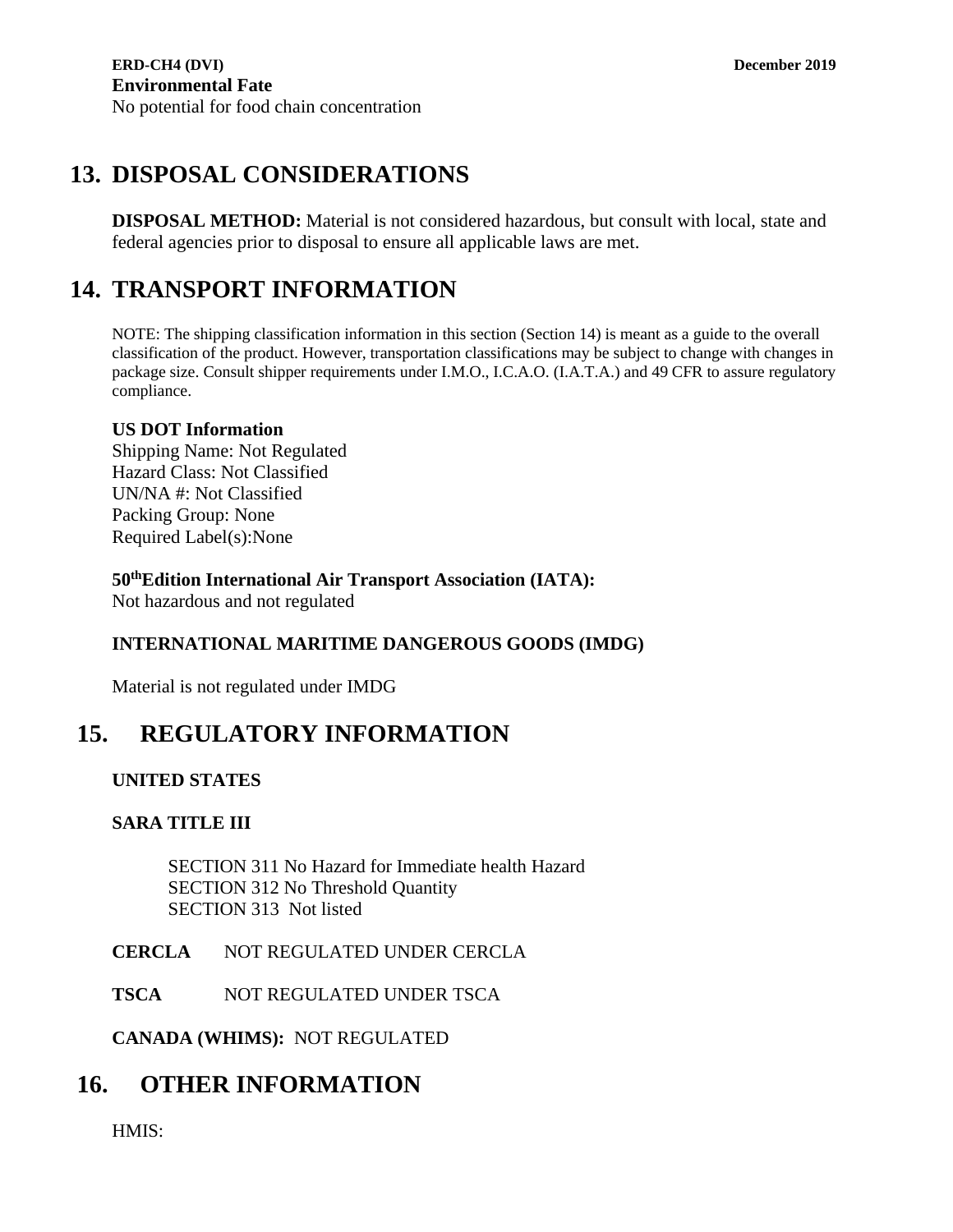**Environmental Fate**

No potential for food chain concentration

## 13. DISPOSAL CONSIDERATIONS

**DISPOSAL METHOD:** Material is not considered hazardous, but consult with local, state and federal agencies prior to disposal to ensure all applicable laws are met.

## 14. TRANSPORT INFORMATION

NOTE: The shipping classification information in this section (Section 14) is meant as a guide to the overall classification of the product. However, transportation classifications may be subject to change with changes in package size. Consult shipper requirements under I.M.O., I.C.A.O. (I.A.T.A.) and 49 CFR to assure regulatory compliance.

**US DOT Information**

Shipping Name: Not Regulated
Hazard Class: Not Classified
UN/NA #: Not Classified
Packing Group: None
Required Label(s):None

**50th Edition International Air Transport Association (IATA):**

Not hazardous and not regulated

**INTERNATIONAL MARITIME DANGEROUS GOODS (IMDG)**

Material is not regulated under IMDG

## 15. REGULATORY INFORMATION

**UNITED STATES**

**SARA TITLE III**

SECTION 311 No Hazard for Immediate health Hazard
SECTION 312 No Threshold Quantity
SECTION 313 Not listed

**CERCLA** NOT REGULATED UNDER CERCLA

**TSCA** NOT REGULATED UNDER TSCA

**CANADA (WHIMS):** NOT REGULATED

## 16. OTHER INFORMATION

HMIS: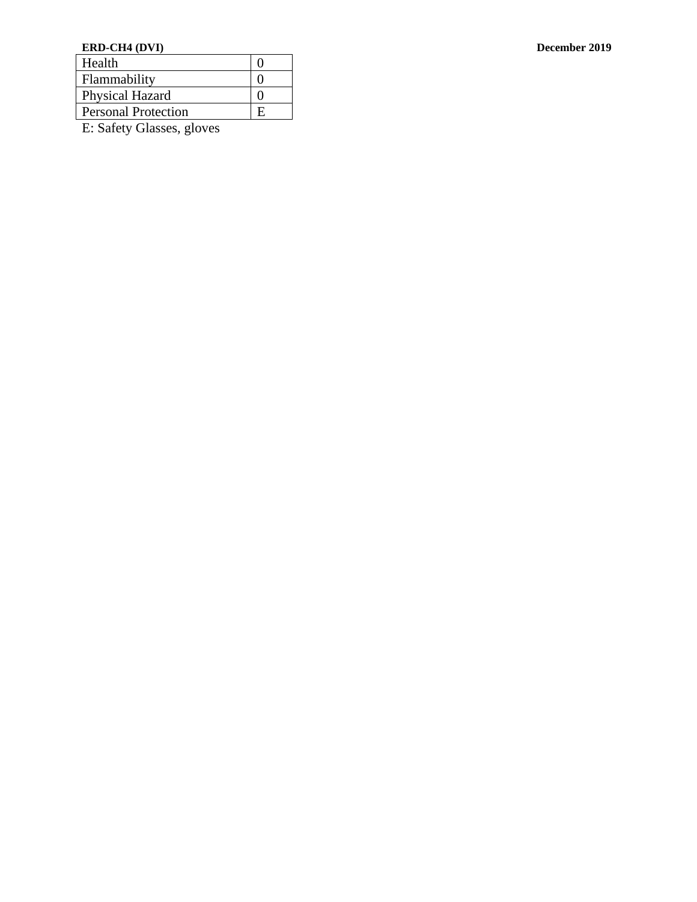| | |
|---|---|
| Health | 0 |
| Flammability | 0 |
| Physical Hazard | 0 |
| Personal Protection | E |

E: Safety Glasses, gloves